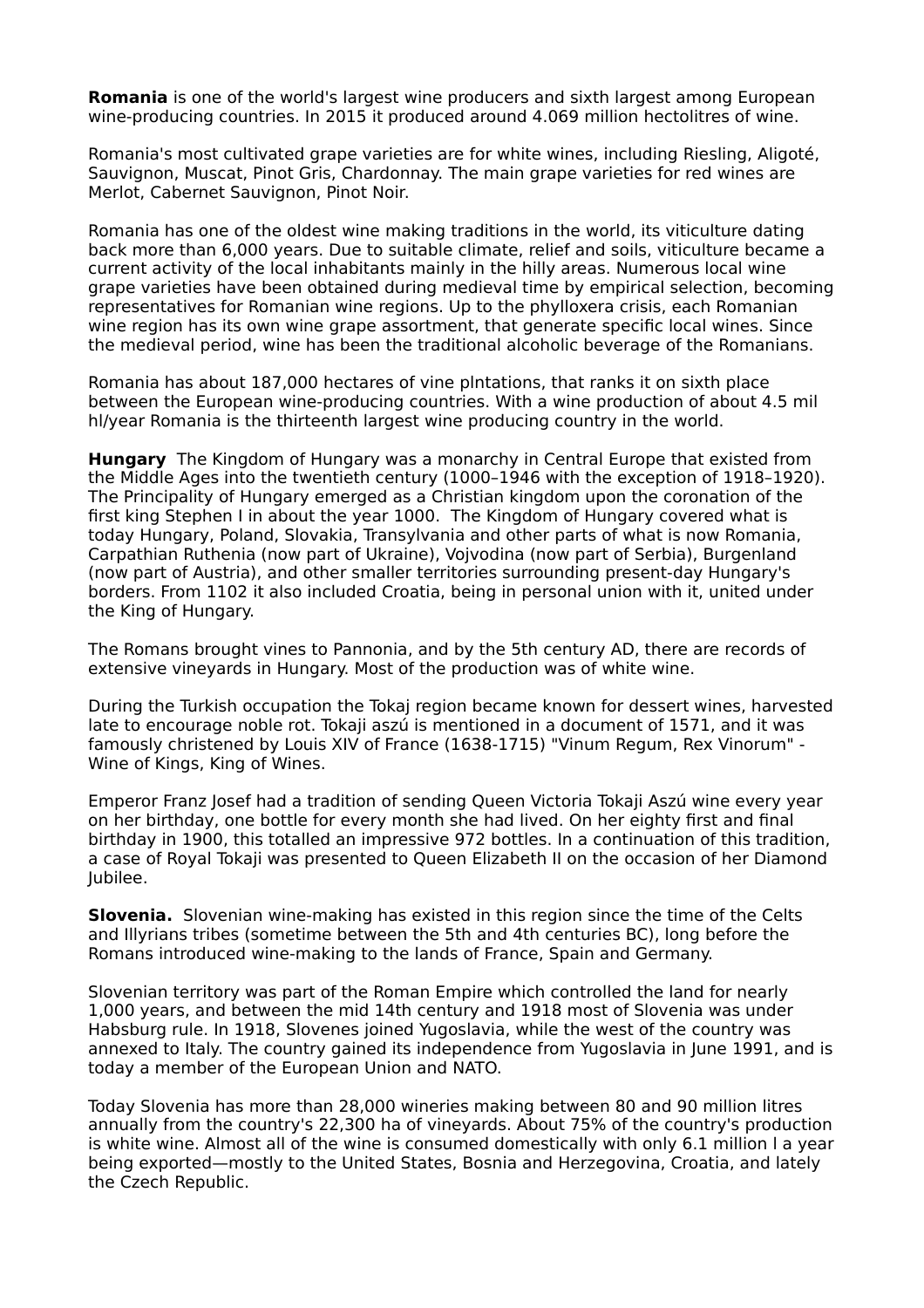**Romania** is one of the world's largest wine producers and sixth largest among European wine-producing countries. In 2015 it produced around 4.069 million hectolitres of wine.

Romania's most cultivated grape varieties are for white wines, including Riesling, Aligoté, Sauvignon, Muscat, Pinot Gris, Chardonnay. The main grape varieties for red wines are Merlot, Cabernet Sauvignon, Pinot Noir.

Romania has one of the oldest wine making traditions in the world, its viticulture dating back more than 6,000 years. Due to suitable climate, relief and soils, viticulture became a current activity of the local inhabitants mainly in the hilly areas. Numerous local wine grape varieties have been obtained during medieval time by empirical selection, becoming representatives for Romanian wine regions. Up to the phylloxera crisis, each Romanian wine region has its own wine grape assortment, that generate specific local wines. Since the medieval period, wine has been the traditional alcoholic beverage of the Romanians.

Romania has about 187,000 hectares of vine plntations, that ranks it on sixth place between the European wine-producing countries. With a wine production of about 4.5 mil hl/year Romania is the thirteenth largest wine producing country in the world.

**Hungary** The Kingdom of Hungary was a monarchy in Central Europe that existed from the Middle Ages into the twentieth century (1000–1946 with the exception of 1918–1920). The Principality of Hungary emerged as a Christian kingdom upon the coronation of the first king Stephen I in about the year 1000. The Kingdom of Hungary covered what is today Hungary, Poland, Slovakia, Transylvania and other parts of what is now Romania, Carpathian Ruthenia (now part of Ukraine), Vojvodina (now part of Serbia), Burgenland (now part of Austria), and other smaller territories surrounding present-day Hungary's borders. From 1102 it also included Croatia, being in personal union with it, united under the King of Hungary.

The Romans brought vines to Pannonia, and by the 5th century AD, there are records of extensive vineyards in Hungary. Most of the production was of white wine.

During the Turkish occupation the Tokaj region became known for dessert wines, harvested late to encourage noble rot. Tokaji aszú is mentioned in a document of 1571, and it was famously christened by Louis XIV of France (1638-1715) "Vinum Regum, Rex Vinorum" - Wine of Kings, King of Wines.

Emperor Franz Josef had a tradition of sending Queen Victoria Tokaji Aszú wine every year on her birthday, one bottle for every month she had lived. On her eighty first and final birthday in 1900, this totalled an impressive 972 bottles. In a continuation of this tradition, a case of Royal Tokaji was presented to Queen Elizabeth II on the occasion of her Diamond Jubilee.

**Slovenia.** Slovenian wine-making has existed in this region since the time of the Celts and Illyrians tribes (sometime between the 5th and 4th centuries BC), long before the Romans introduced wine-making to the lands of France, Spain and Germany.

Slovenian territory was part of the Roman Empire which controlled the land for nearly 1,000 years, and between the mid 14th century and 1918 most of Slovenia was under Habsburg rule. In 1918, Slovenes joined Yugoslavia, while the west of the country was annexed to Italy. The country gained its independence from Yugoslavia in June 1991, and is today a member of the European Union and NATO.

Today Slovenia has more than 28,000 wineries making between 80 and 90 million litres annually from the country's 22,300 ha of vineyards. About 75% of the country's production is white wine. Almost all of the wine is consumed domestically with only 6.1 million l a year being exported—mostly to the United States, Bosnia and Herzegovina, Croatia, and lately the Czech Republic.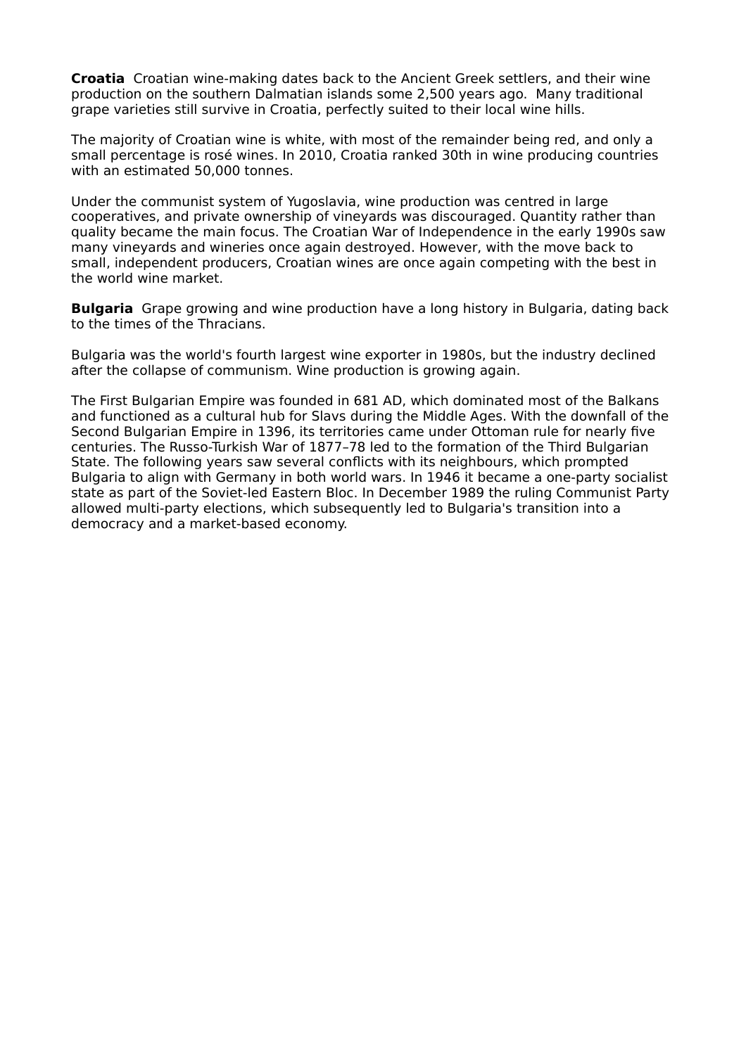**Croatia** Croatian wine-making dates back to the Ancient Greek settlers, and their wine production on the southern Dalmatian islands some 2,500 years ago. Many traditional grape varieties still survive in Croatia, perfectly suited to their local wine hills.

The majority of Croatian wine is white, with most of the remainder being red, and only a small percentage is rosé wines. In 2010, Croatia ranked 30th in wine producing countries with an estimated 50,000 tonnes.

Under the communist system of Yugoslavia, wine production was centred in large cooperatives, and private ownership of vineyards was discouraged. Quantity rather than quality became the main focus. The Croatian War of Independence in the early 1990s saw many vineyards and wineries once again destroyed. However, with the move back to small, independent producers, Croatian wines are once again competing with the best in the world wine market.

**Bulgaria** Grape growing and wine production have a long history in Bulgaria, dating back to the times of the Thracians.

Bulgaria was the world's fourth largest wine exporter in 1980s, but the industry declined after the collapse of communism. Wine production is growing again.

The First Bulgarian Empire was founded in 681 AD, which dominated most of the Balkans and functioned as a cultural hub for Slavs during the Middle Ages. With the downfall of the Second Bulgarian Empire in 1396, its territories came under Ottoman rule for nearly five centuries. The Russo-Turkish War of 1877–78 led to the formation of the Third Bulgarian State. The following years saw several conflicts with its neighbours, which prompted Bulgaria to align with Germany in both world wars. In 1946 it became a one-party socialist state as part of the Soviet-led Eastern Bloc. In December 1989 the ruling Communist Party allowed multi-party elections, which subsequently led to Bulgaria's transition into a democracy and a market-based economy.